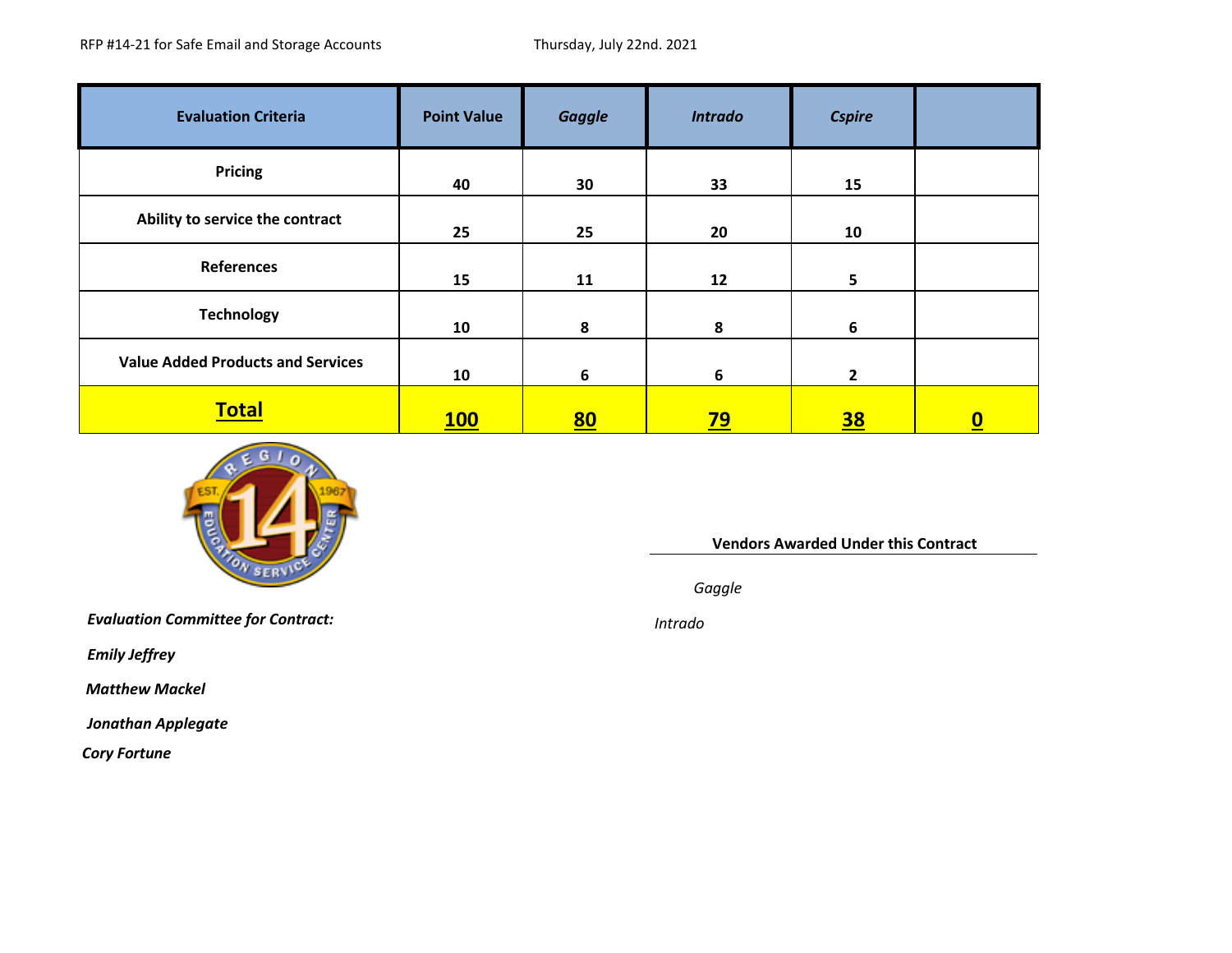RFP #14-21 for Safe Email and Storage Accounts — Thursday, July 22nd. 2021

| Evaluation Criteria | Point Value | *Gaggle* | *Intrado* | *Cspire* | |
|---|---|---|---|---|---|
| Pricing | 40 | 30 | 33 | 15 | |
| Ability to service the contract | 25 | 25 | 20 | 10 | |
| References | 15 | 11 | 12 | 5 | |
| Technology | 10 | 8 | 8 | 6 | |
| Value Added Products and Services | 10 | 6 | 6 | 2 | |
| **Total** | **100** | **80** | **79** | **38** | **0** |

REGION 14 EST. 1967 EDUCATION SERVICE CENTER

***Evaluation Committee for Contract:***

***Emily Jeffrey***

***Matthew Mackel***

***Jonathan Applegate***

***Cory Fortune***

**Vendors Awarded Under this Contract**

*Gaggle*

*Intrado*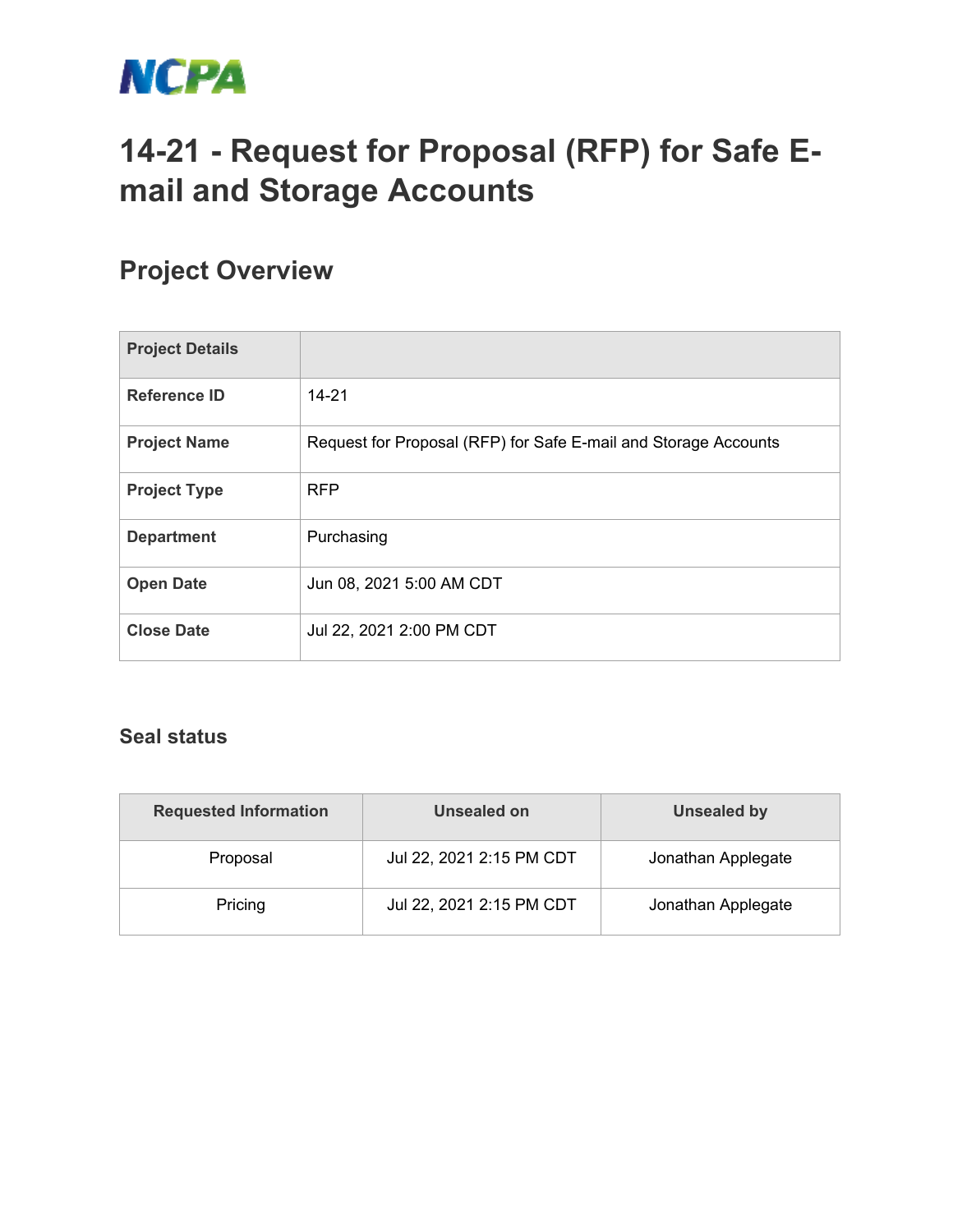NCPA

# 14-21 - Request for Proposal (RFP) for Safe E-mail and Storage Accounts

## Project Overview

| Project Details | |
|---|---|
| Reference ID | 14-21 |
| Project Name | Request for Proposal (RFP) for Safe E-mail and Storage Accounts |
| Project Type | RFP |
| Department | Purchasing |
| Open Date | Jun 08, 2021 5:00 AM CDT |
| Close Date | Jul 22, 2021 2:00 PM CDT |

### Seal status

| Requested Information | Unsealed on | Unsealed by |
|---|---|---|
| Proposal | Jul 22, 2021 2:15 PM CDT | Jonathan Applegate |
| Pricing | Jul 22, 2021 2:15 PM CDT | Jonathan Applegate |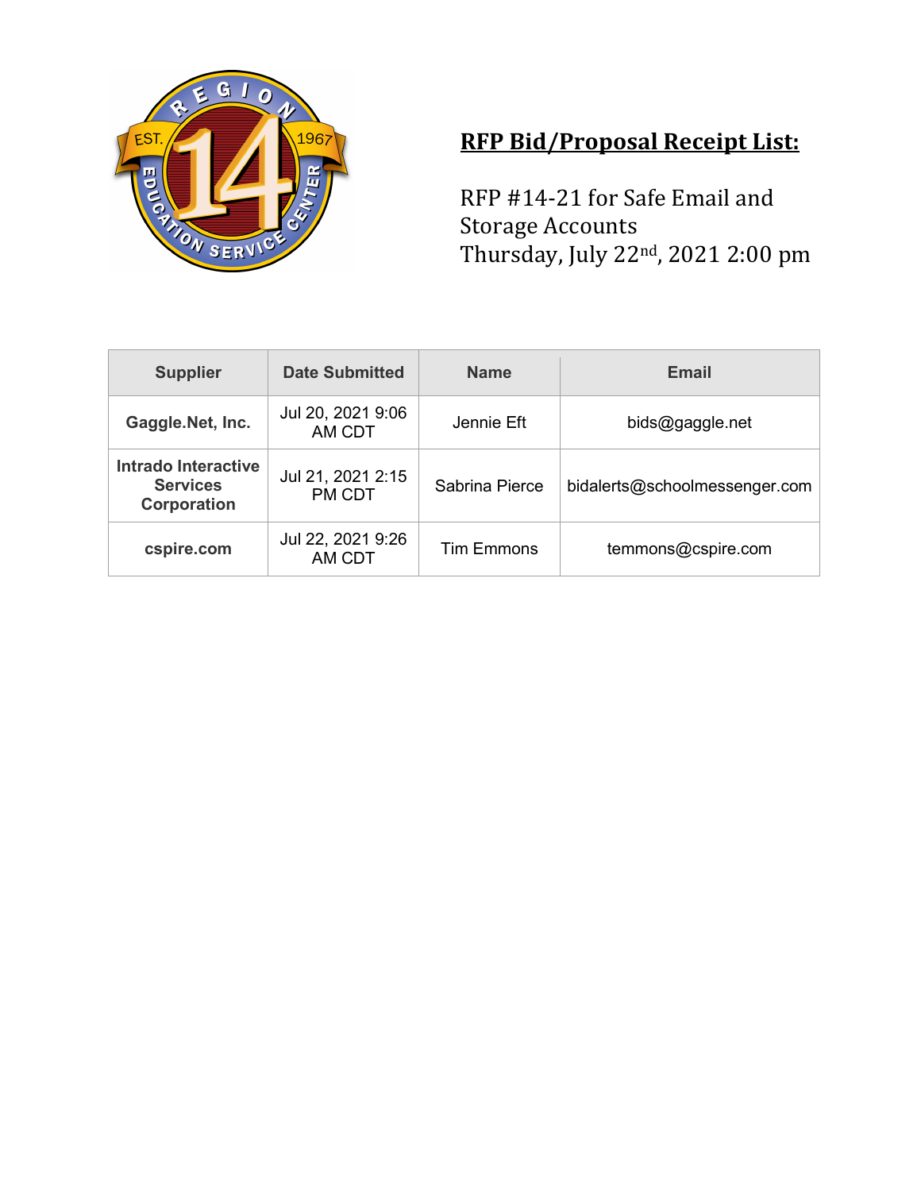# RFP Bid/Proposal Receipt List:

RFP #14-21 for Safe Email and Storage Accounts
Thursday, July 22nd, 2021 2:00 pm

| Supplier | Date Submitted | Name | Email |
|---|---|---|---|
| **Gaggle.Net, Inc.** | Jul 20, 2021 9:06 AM CDT | Jennie Eft | bids@gaggle.net |
| **Intrado Interactive Services Corporation** | Jul 21, 2021 2:15 PM CDT | Sabrina Pierce | bidalerts@schoolmessenger.com |
| **cspire.com** | Jul 22, 2021 9:26 AM CDT | Tim Emmons | temmons@cspire.com |